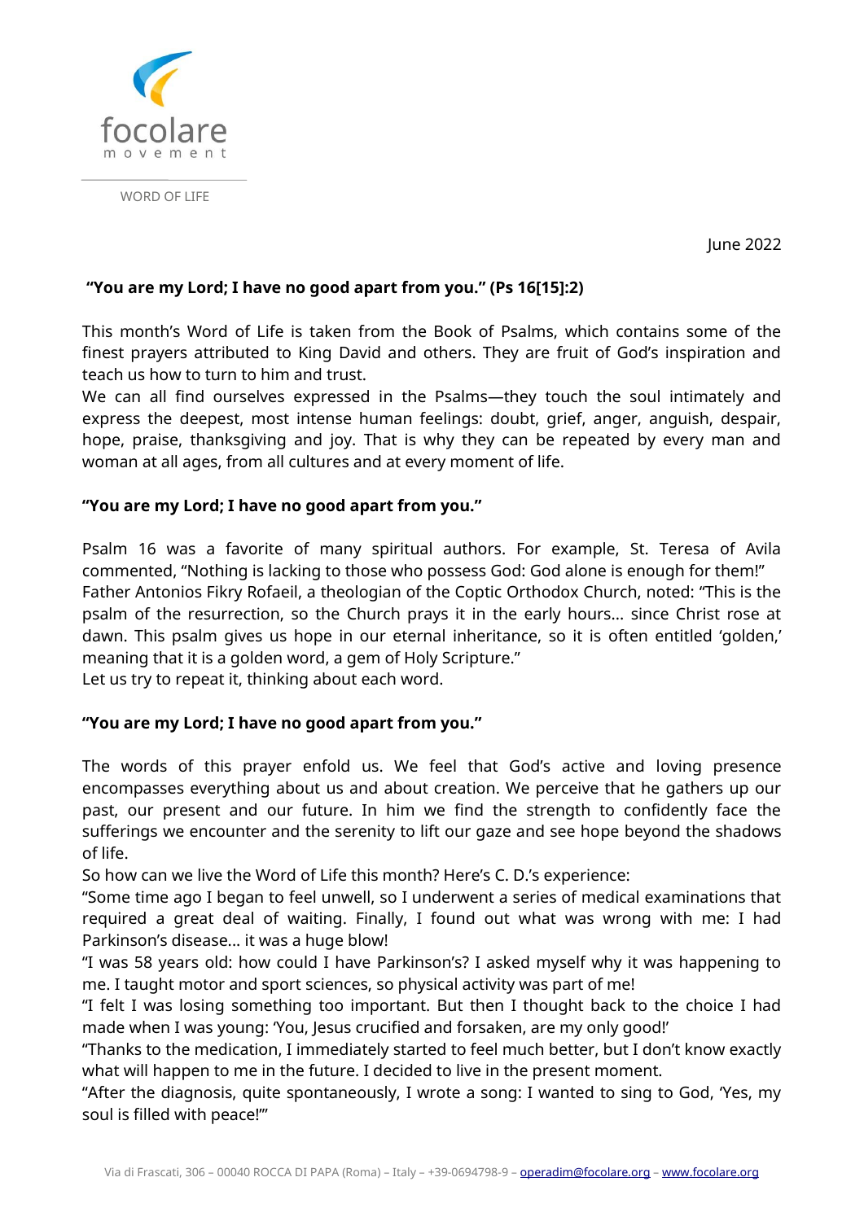focolare movement

WORD OF LIFE

June 2022

**"You are my Lord; I have no good apart from you." (Ps 16[15]:2)**

This month's Word of Life is taken from the Book of Psalms, which contains some of the finest prayers attributed to King David and others. They are fruit of God's inspiration and teach us how to turn to him and trust.
We can all find ourselves expressed in the Psalms—they touch the soul intimately and express the deepest, most intense human feelings: doubt, grief, anger, anguish, despair, hope, praise, thanksgiving and joy. That is why they can be repeated by every man and woman at all ages, from all cultures and at every moment of life.

**"You are my Lord; I have no good apart from you."**

Psalm 16 was a favorite of many spiritual authors. For example, St. Teresa of Avila commented, "Nothing is lacking to those who possess God: God alone is enough for them!"
Father Antonios Fikry Rofaeil, a theologian of the Coptic Orthodox Church, noted: "This is the psalm of the resurrection, so the Church prays it in the early hours... since Christ rose at dawn. This psalm gives us hope in our eternal inheritance, so it is often entitled 'golden,' meaning that it is a golden word, a gem of Holy Scripture."
Let us try to repeat it, thinking about each word.

**"You are my Lord; I have no good apart from you."**

The words of this prayer enfold us. We feel that God's active and loving presence encompasses everything about us and about creation. We perceive that he gathers up our past, our present and our future. In him we find the strength to confidently face the sufferings we encounter and the serenity to lift our gaze and see hope beyond the shadows of life.
So how can we live the Word of Life this month? Here's C. D.'s experience:
"Some time ago I began to feel unwell, so I underwent a series of medical examinations that required a great deal of waiting. Finally, I found out what was wrong with me: I had Parkinson's disease... it was a huge blow!
"I was 58 years old: how could I have Parkinson's? I asked myself why it was happening to me. I taught motor and sport sciences, so physical activity was part of me!
"I felt I was losing something too important. But then I thought back to the choice I had made when I was young: 'You, Jesus crucified and forsaken, are my only good!'
"Thanks to the medication, I immediately started to feel much better, but I don't know exactly what will happen to me in the future. I decided to live in the present moment.
"After the diagnosis, quite spontaneously, I wrote a song: I wanted to sing to God, 'Yes, my soul is filled with peace!'"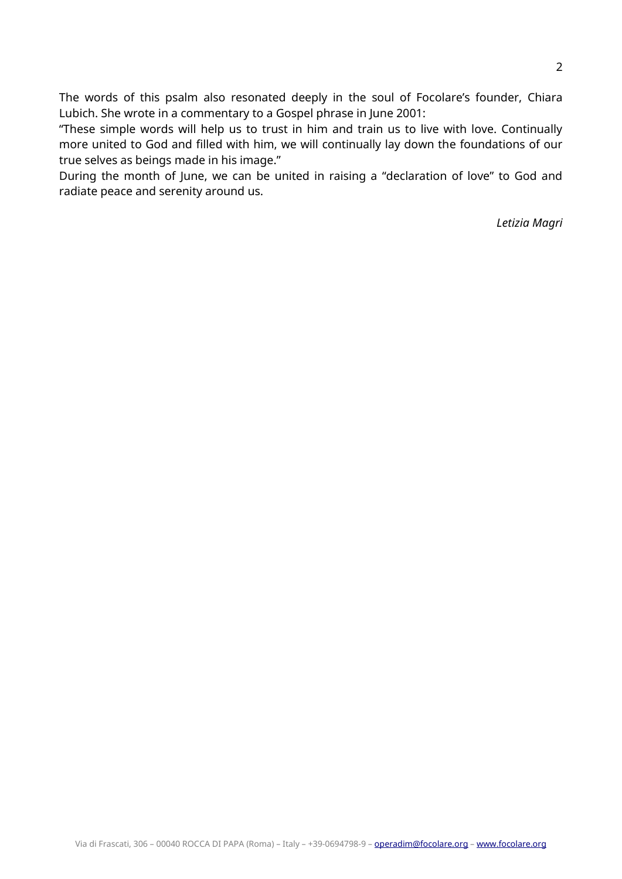The words of this psalm also resonated deeply in the soul of Focolare's founder, Chiara Lubich. She wrote in a commentary to a Gospel phrase in June 2001:

"These simple words will help us to trust in him and train us to live with love. Continually more united to God and filled with him, we will continually lay down the foundations of our true selves as beings made in his image."

During the month of June, we can be united in raising a "declaration of love" to God and radiate peace and serenity around us.

*Letizia Magri*